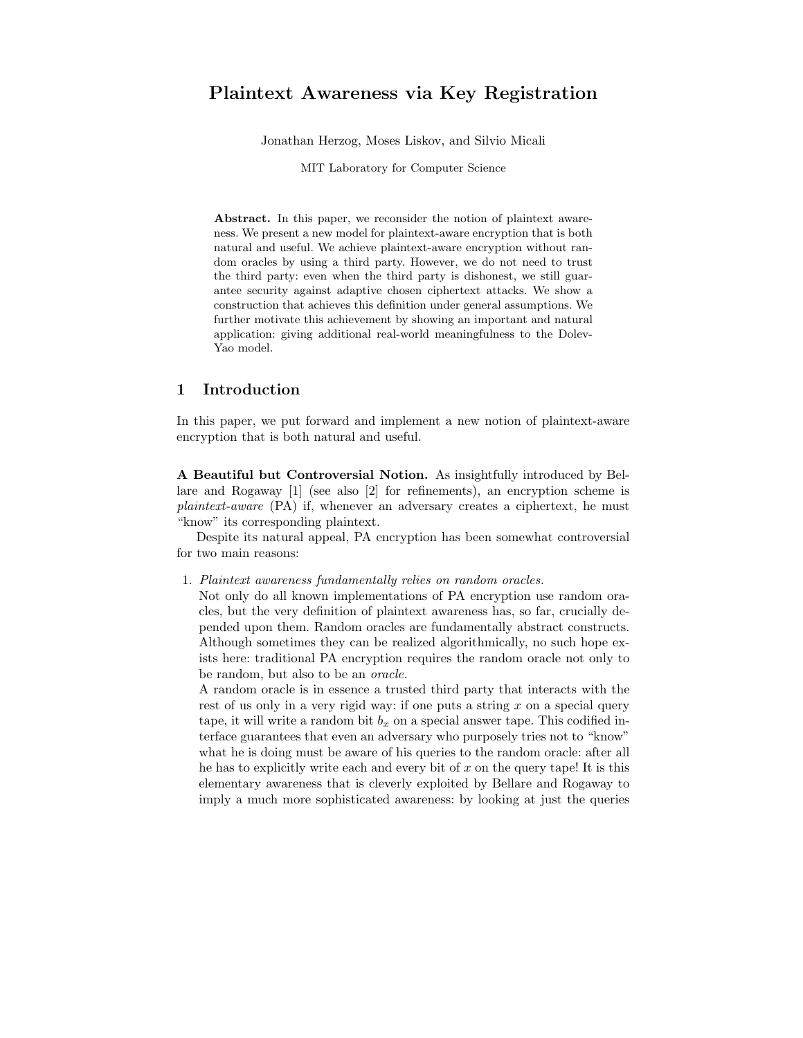# Plaintext Awareness via Key Registration

Jonathan Herzog, Moses Liskov, and Silvio Micali

MIT Laboratory for Computer Science

**Abstract.** In this paper, we reconsider the notion of plaintext awareness. We present a new model for plaintext-aware encryption that is both natural and useful. We achieve plaintext-aware encryption without random oracles by using a third party. However, we do not need to trust the third party: even when the third party is dishonest, we still guarantee security against adaptive chosen ciphertext attacks. We show a construction that achieves this definition under general assumptions. We further motivate this achievement by showing an important and natural application: giving additional real-world meaningfulness to the Dolev-Yao model.

## 1 Introduction

In this paper, we put forward and implement a new notion of plaintext-aware encryption that is both natural and useful.

**A Beautiful but Controversial Notion.** As insightfully introduced by Bellare and Rogaway [1] (see also [2] for refinements), an encryption scheme is *plaintext-aware* (PA) if, whenever an adversary creates a ciphertext, he must "know" its corresponding plaintext.

Despite its natural appeal, PA encryption has been somewhat controversial for two main reasons:

1. *Plaintext awareness fundamentally relies on random oracles.*
   Not only do all known implementations of PA encryption use random oracles, but the very definition of plaintext awareness has, so far, crucially depended upon them. Random oracles are fundamentally abstract constructs. Although sometimes they can be realized algorithmically, no such hope exists here: traditional PA encryption requires the random oracle not only to be random, but also to be an *oracle*.
   A random oracle is in essence a trusted third party that interacts with the rest of us only in a very rigid way: if one puts a string $x$ on a special query tape, it will write a random bit $b_x$ on a special answer tape. This codified interface guarantees that even an adversary who purposely tries not to "know" what he is doing must be aware of his queries to the random oracle: after all he has to explicitly write each and every bit of $x$ on the query tape! It is this elementary awareness that is cleverly exploited by Bellare and Rogaway to imply a much more sophisticated awareness: by looking at just the queries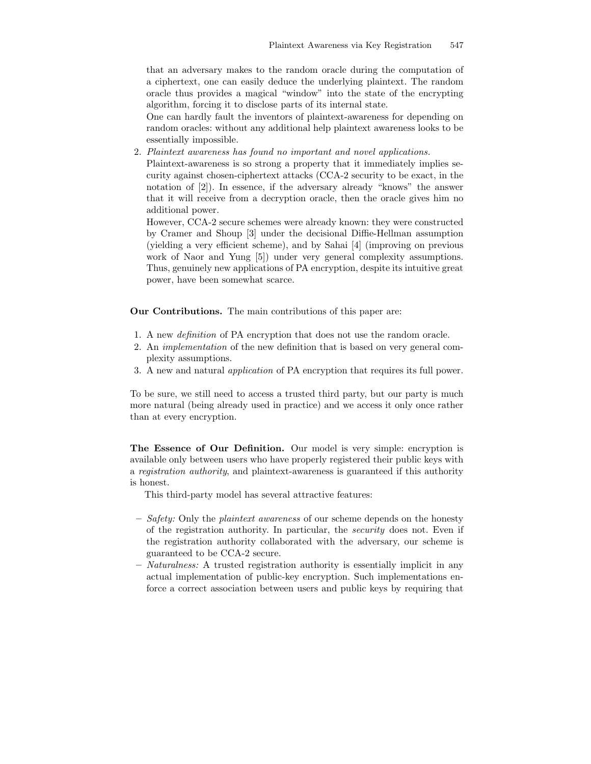that an adversary makes to the random oracle during the computation of a ciphertext, one can easily deduce the underlying plaintext. The random oracle thus provides a magical "window" into the state of the encrypting algorithm, forcing it to disclose parts of its internal state.

   One can hardly fault the inventors of plaintext-awareness for depending on random oracles: without any additional help plaintext awareness looks to be essentially impossible.

2. *Plaintext awareness has found no important and novel applications.*

   Plaintext-awareness is so strong a property that it immediately implies security against chosen-ciphertext attacks (CCA-2 security to be exact, in the notation of [2]). In essence, if the adversary already "knows" the answer that it will receive from a decryption oracle, then the oracle gives him no additional power.

   However, CCA-2 secure schemes were already known: they were constructed by Cramer and Shoup [3] under the decisional Diffie-Hellman assumption (yielding a very efficient scheme), and by Sahai [4] (improving on previous work of Naor and Yung [5]) under very general complexity assumptions. Thus, genuinely new applications of PA encryption, despite its intuitive great power, have been somewhat scarce.

**Our Contributions.** The main contributions of this paper are:

1. A new *definition* of PA encryption that does not use the random oracle.
2. An *implementation* of the new definition that is based on very general complexity assumptions.
3. A new and natural *application* of PA encryption that requires its full power.

To be sure, we still need to access a trusted third party, but our party is much more natural (being already used in practice) and we access it only once rather than at every encryption.

**The Essence of Our Definition.** Our model is very simple: encryption is available only between users who have properly registered their public keys with a *registration authority*, and plaintext-awareness is guaranteed if this authority is honest.

This third-party model has several attractive features:

- *Safety:* Only the *plaintext awareness* of our scheme depends on the honesty of the registration authority. In particular, the *security* does not. Even if the registration authority collaborated with the adversary, our scheme is guaranteed to be CCA-2 secure.
- *Naturalness:* A trusted registration authority is essentially implicit in any actual implementation of public-key encryption. Such implementations enforce a correct association between users and public keys by requiring that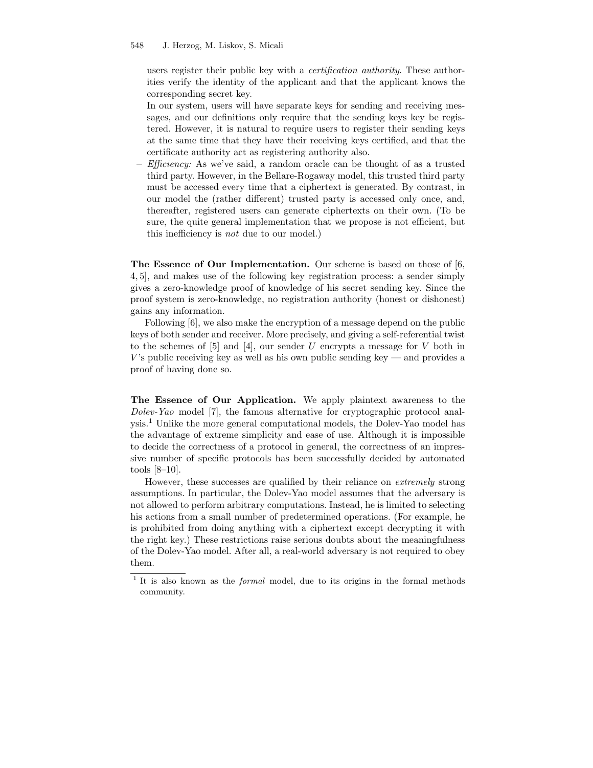users register their public key with a *certification authority*. These authorities verify the identity of the applicant and that the applicant knows the corresponding secret key.

In our system, users will have separate keys for sending and receiving messages, and our definitions only require that the sending keys key be registered. However, it is natural to require users to register their sending keys at the same time that they have their receiving keys certified, and that the certificate authority act as registering authority also.

– *Efficiency:* As we've said, a random oracle can be thought of as a trusted third party. However, in the Bellare-Rogaway model, this trusted third party must be accessed every time that a ciphertext is generated. By contrast, in our model the (rather different) trusted party is accessed only once, and, thereafter, registered users can generate ciphertexts on their own. (To be sure, the quite general implementation that we propose is not efficient, but this inefficiency is *not* due to our model.)

**The Essence of Our Implementation.** Our scheme is based on those of [6, 4, 5], and makes use of the following key registration process: a sender simply gives a zero-knowledge proof of knowledge of his secret sending key. Since the proof system is zero-knowledge, no registration authority (honest or dishonest) gains any information.

Following [6], we also make the encryption of a message depend on the public keys of both sender and receiver. More precisely, and giving a self-referential twist to the schemes of [5] and [4], our sender $U$ encrypts a message for $V$ both in $V$'s public receiving key as well as his own public sending key — and provides a proof of having done so.

**The Essence of Our Application.** We apply plaintext awareness to the *Dolev-Yao* model [7], the famous alternative for cryptographic protocol analysis.[1] Unlike the more general computational models, the Dolev-Yao model has the advantage of extreme simplicity and ease of use. Although it is impossible to decide the correctness of a protocol in general, the correctness of an impressive number of specific protocols has been successfully decided by automated tools [8–10].

However, these successes are qualified by their reliance on *extremely* strong assumptions. In particular, the Dolev-Yao model assumes that the adversary is not allowed to perform arbitrary computations. Instead, he is limited to selecting his actions from a small number of predetermined operations. (For example, he is prohibited from doing anything with a ciphertext except decrypting it with the right key.) These restrictions raise serious doubts about the meaningfulness of the Dolev-Yao model. After all, a real-world adversary is not required to obey them.

[1] It is also known as the *formal* model, due to its origins in the formal methods community.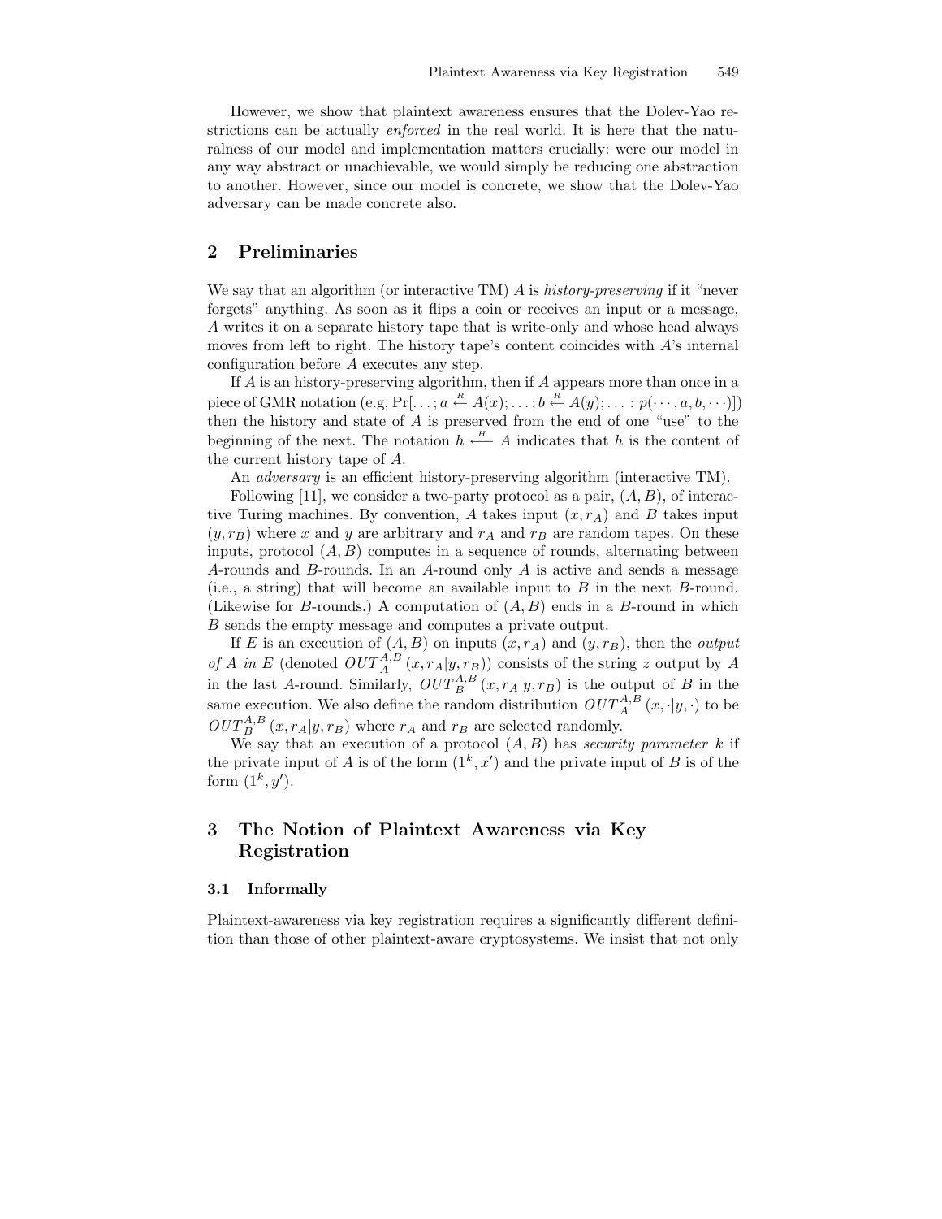However, we show that plaintext awareness ensures that the Dolev-Yao restrictions can be actually *enforced* in the real world. It is here that the naturalness of our model and implementation matters crucially: were our model in any way abstract or unachievable, we would simply be reducing one abstraction to another. However, since our model is concrete, we show that the Dolev-Yao adversary can be made concrete also.

## 2 Preliminaries

We say that an algorithm (or interactive TM) $A$ is *history-preserving* if it "never forgets" anything. As soon as it flips a coin or receives an input or a message, $A$ writes it on a separate history tape that is write-only and whose head always moves from left to right. The history tape's content coincides with $A$'s internal configuration before $A$ executes any step.

If $A$ is an history-preserving algorithm, then if $A$ appears more than once in a piece of GMR notation (e.g, $\Pr[\ldots; a \stackrel{R}{\leftarrow} A(x); \ldots; b \stackrel{R}{\leftarrow} A(y); \ldots : p(\cdots, a, b, \cdots)]$) then the history and state of $A$ is preserved from the end of one "use" to the beginning of the next. The notation $h \stackrel{H}{\longleftarrow} A$ indicates that $h$ is the content of the current history tape of $A$.

An *adversary* is an efficient history-preserving algorithm (interactive TM).

Following [11], we consider a two-party protocol as a pair, $(A, B)$, of interactive Turing machines. By convention, $A$ takes input $(x, r_A)$ and $B$ takes input $(y, r_B)$ where $x$ and $y$ are arbitrary and $r_A$ and $r_B$ are random tapes. On these inputs, protocol $(A, B)$ computes in a sequence of rounds, alternating between $A$-rounds and $B$-rounds. In an $A$-round only $A$ is active and sends a message (i.e., a string) that will become an available input to $B$ in the next $B$-round. (Likewise for $B$-rounds.) A computation of $(A, B)$ ends in a $B$-round in which $B$ sends the empty message and computes a private output.

If $E$ is an execution of $(A, B)$ on inputs $(x, r_A)$ and $(y, r_B)$, then the *output of A in E* (denoted $OUT_A^{A,B}(x, r_A | y, r_B)$) consists of the string $z$ output by $A$ in the last $A$-round. Similarly, $OUT_B^{A,B}(x, r_A | y, r_B)$ is the output of $B$ in the same execution. We also define the random distribution $OUT_A^{A,B}(x, \cdot | y, \cdot)$ to be $OUT_B^{A,B}(x, r_A | y, r_B)$ where $r_A$ and $r_B$ are selected randomly.

We say that an execution of a protocol $(A, B)$ has *security parameter k* if the private input of $A$ is of the form $(1^k, x')$ and the private input of $B$ is of the form $(1^k, y')$.

## 3 The Notion of Plaintext Awareness via Key Registration

### 3.1 Informally

Plaintext-awareness via key registration requires a significantly different definition than those of other plaintext-aware cryptosystems. We insist that not only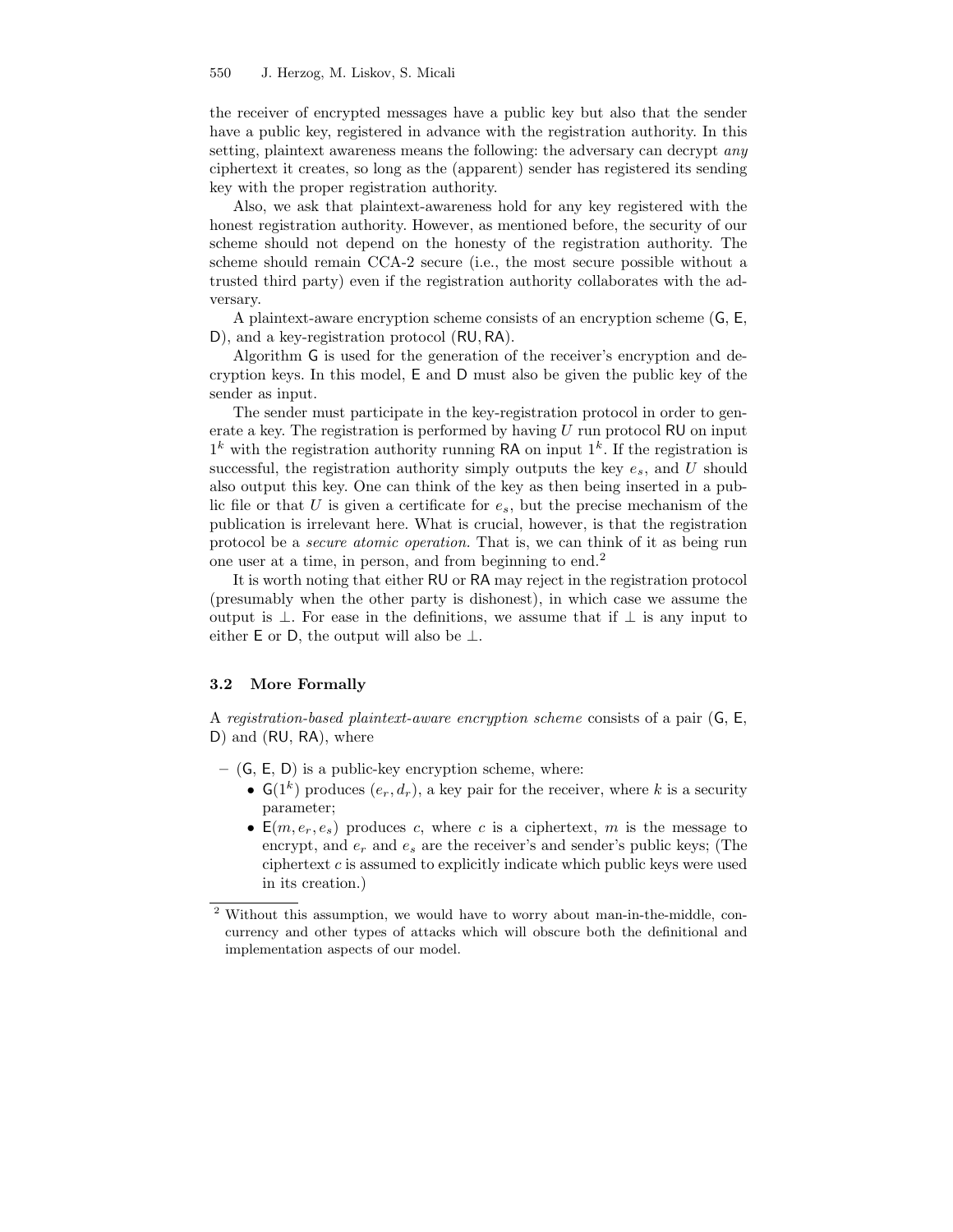the receiver of encrypted messages have a public key but also that the sender have a public key, registered in advance with the registration authority. In this setting, plaintext awareness means the following: the adversary can decrypt *any* ciphertext it creates, so long as the (apparent) sender has registered its sending key with the proper registration authority.

Also, we ask that plaintext-awareness hold for any key registered with the honest registration authority. However, as mentioned before, the security of our scheme should not depend on the honesty of the registration authority. The scheme should remain CCA-2 secure (i.e., the most secure possible without a trusted third party) even if the registration authority collaborates with the adversary.

A plaintext-aware encryption scheme consists of an encryption scheme (G, E, D), and a key-registration protocol (RU, RA).

Algorithm G is used for the generation of the receiver's encryption and decryption keys. In this model, E and D must also be given the public key of the sender as input.

The sender must participate in the key-registration protocol in order to generate a key. The registration is performed by having $U$ run protocol RU on input $1^k$ with the registration authority running RA on input $1^k$. If the registration is successful, the registration authority simply outputs the key $e_s$, and $U$ should also output this key. One can think of the key as then being inserted in a public file or that $U$ is given a certificate for $e_s$, but the precise mechanism of the publication is irrelevant here. What is crucial, however, is that the registration protocol be a *secure atomic operation.* That is, we can think of it as being run one user at a time, in person, and from beginning to end.[2]

It is worth noting that either RU or RA may reject in the registration protocol (presumably when the other party is dishonest), in which case we assume the output is $\perp$. For ease in the definitions, we assume that if $\perp$ is any input to either E or D, the output will also be $\perp$.

### 3.2 More Formally

A *registration-based plaintext-aware encryption scheme* consists of a pair (G, E, D) and (RU, RA), where

- (G, E, D) is a public-key encryption scheme, where:
  - $\mathsf{G}(1^k)$ produces $(e_r, d_r)$, a key pair for the receiver, where $k$ is a security parameter;
  - $\mathsf{E}(m, e_r, e_s)$ produces $c$, where $c$ is a ciphertext, $m$ is the message to encrypt, and $e_r$ and $e_s$ are the receiver's and sender's public keys; (The ciphertext $c$ is assumed to explicitly indicate which public keys were used in its creation.)

[2] Without this assumption, we would have to worry about man-in-the-middle, concurrency and other types of attacks which will obscure both the definitional and implementation aspects of our model.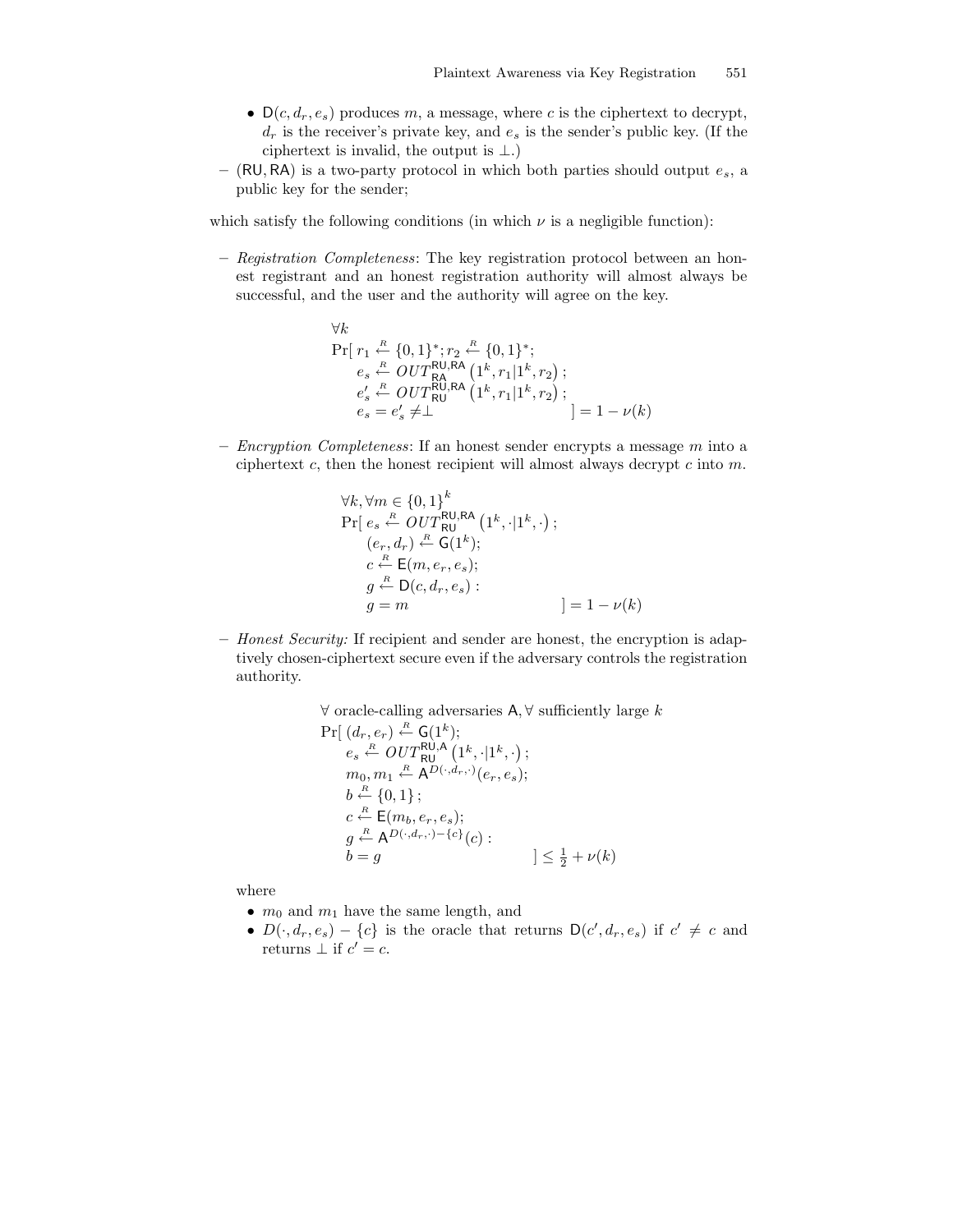- $\mathsf{D}(c, d_r, e_s)$ produces $m$, a message, where $c$ is the ciphertext to decrypt, $d_r$ is the receiver's private key, and $e_s$ is the sender's public key. (If the ciphertext is invalid, the output is $\perp$.)

– $(\mathsf{RU}, \mathsf{RA})$ is a two-party protocol in which both parties should output $e_s$, a public key for the sender;

which satisfy the following conditions (in which $\nu$ is a negligible function):

– *Registration Completeness*: The key registration protocol between an honest registrant and an honest registration authority will almost always be successful, and the user and the authority will agree on the key.

$$
\begin{aligned}
&\forall k \\
&\Pr[\ r_1 \xleftarrow{R} \{0,1\}^*; r_2 \xleftarrow{R} \{0,1\}^*; \\
&\quad e_s \xleftarrow{R} OUT_{\mathsf{RA}}^{\mathsf{RU},\mathsf{RA}}\left(1^k, r_1 | 1^k, r_2\right); \\
&\quad e_s' \xleftarrow{R} OUT_{\mathsf{RU}}^{\mathsf{RU},\mathsf{RA}}\left(1^k, r_1 | 1^k, r_2\right); \\
&\quad e_s = e_s' \neq \perp \qquad\qquad\qquad ] = 1 - \nu(k)
\end{aligned}
$$

– *Encryption Completeness*: If an honest sender encrypts a message $m$ into a ciphertext $c$, then the honest recipient will almost always decrypt $c$ into $m$.

$$
\begin{aligned}
&\forall k, \forall m \in \{0,1\}^k \\
&\Pr[\ e_s \xleftarrow{R} OUT_{\mathsf{RU}}^{\mathsf{RU},\mathsf{RA}}\left(1^k, \cdot | 1^k, \cdot\right); \\
&\quad (e_r, d_r) \xleftarrow{R} \mathsf{G}(1^k); \\
&\quad c \xleftarrow{R} \mathsf{E}(m, e_r, e_s); \\
&\quad g \xleftarrow{R} \mathsf{D}(c, d_r, e_s) : \\
&\quad g = m \qquad\qquad\qquad ] = 1 - \nu(k)
\end{aligned}
$$

– *Honest Security:* If recipient and sender are honest, the encryption is adaptively chosen-ciphertext secure even if the adversary controls the registration authority.

$$
\begin{aligned}
&\forall \text{ oracle-calling adversaries } \mathsf{A}, \forall \text{ sufficiently large } k \\
&\Pr[\ (d_r, e_r) \xleftarrow{R} \mathsf{G}(1^k); \\
&\quad e_s \xleftarrow{R} OUT_{\mathsf{RU}}^{\mathsf{RU},\mathsf{A}}\left(1^k, \cdot | 1^k, \cdot\right); \\
&\quad m_0, m_1 \xleftarrow{R} \mathsf{A}^{D(\cdot, d_r, \cdot)}(e_r, e_s); \\
&\quad b \xleftarrow{R} \{0,1\}; \\
&\quad c \xleftarrow{R} \mathsf{E}(m_b, e_r, e_s); \\
&\quad g \xleftarrow{R} \mathsf{A}^{D(\cdot, d_r, \cdot) - \{c\}}(c) : \\
&\quad b = g \qquad\qquad\qquad ] \leq \tfrac{1}{2} + \nu(k)
\end{aligned}
$$

where

- $m_0$ and $m_1$ have the same length, and
- $D(\cdot, d_r, e_s) - \{c\}$ is the oracle that returns $\mathsf{D}(c', d_r, e_s)$ if $c' \neq c$ and returns $\perp$ if $c' = c$.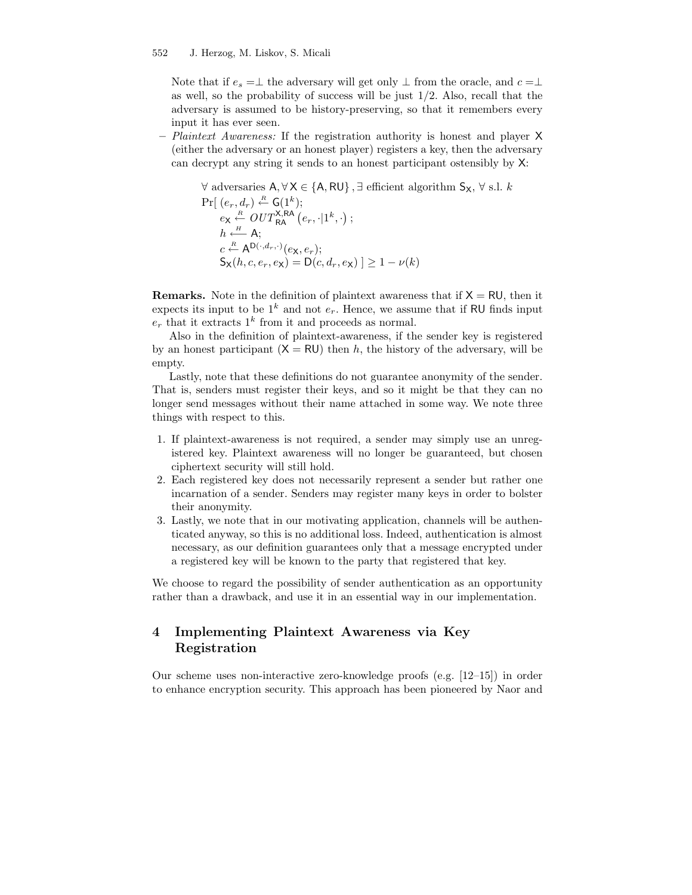Note that if $e_s = \perp$ the adversary will get only $\perp$ from the oracle, and $c = \perp$ as well, so the probability of success will be just 1/2. Also, recall that the adversary is assumed to be history-preserving, so that it remembers every input it has ever seen.

– *Plaintext Awareness:* If the registration authority is honest and player $\mathsf{X}$ (either the adversary or an honest player) registers a key, then the adversary can decrypt any string it sends to an honest participant ostensibly by $\mathsf{X}$:

$$
\begin{aligned}
&\forall \text{ adversaries } \mathsf{A}, \forall \mathsf{X} \in \{\mathsf{A}, \mathsf{RU}\}, \exists \text{ efficient algorithm } \mathsf{S}_\mathsf{X}, \forall \text{ s.l. } k \\
&\Pr[\ (e_r, d_r) \xleftarrow{R} \mathsf{G}(1^k); \\
&\quad e_\mathsf{X} \xleftarrow{R} OUT^{\mathsf{X},\mathsf{RA}}_{\mathsf{RA}}\left(e_r, \cdot | 1^k, \cdot\right); \\
&\quad h \xleftarrow{H} \mathsf{A}; \\
&\quad c \xleftarrow{R} \mathsf{A}^{\mathsf{D}(\cdot, d_r, \cdot)}(e_\mathsf{X}, e_r); \\
&\quad \mathsf{S}_\mathsf{X}(h, c, e_r, e_\mathsf{X}) = \mathsf{D}(c, d_r, e_\mathsf{X})\ ] \geq 1 - \nu(k)
\end{aligned}
$$

**Remarks.** Note in the definition of plaintext awareness that if $\mathsf{X} = \mathsf{RU}$, then it expects its input to be $1^k$ and not $e_r$. Hence, we assume that if $\mathsf{RU}$ finds input $e_r$ that it extracts $1^k$ from it and proceeds as normal.

Also in the definition of plaintext-awareness, if the sender key is registered by an honest participant ($\mathsf{X} = \mathsf{RU}$) then $h$, the history of the adversary, will be empty.

Lastly, note that these definitions do not guarantee anonymity of the sender. That is, senders must register their keys, and so it might be that they can no longer send messages without their name attached in some way. We note three things with respect to this.

1. If plaintext-awareness is not required, a sender may simply use an unregistered key. Plaintext awareness will no longer be guaranteed, but chosen ciphertext security will still hold.
2. Each registered key does not necessarily represent a sender but rather one incarnation of a sender. Senders may register many keys in order to bolster their anonymity.
3. Lastly, we note that in our motivating application, channels will be authenticated anyway, so this is no additional loss. Indeed, authentication is almost necessary, as our definition guarantees only that a message encrypted under a registered key will be known to the party that registered that key.

We choose to regard the possibility of sender authentication as an opportunity rather than a drawback, and use it in an essential way in our implementation.

## 4 Implementing Plaintext Awareness via Key Registration

Our scheme uses non-interactive zero-knowledge proofs (e.g. [12–15]) in order to enhance encryption security. This approach has been pioneered by Naor and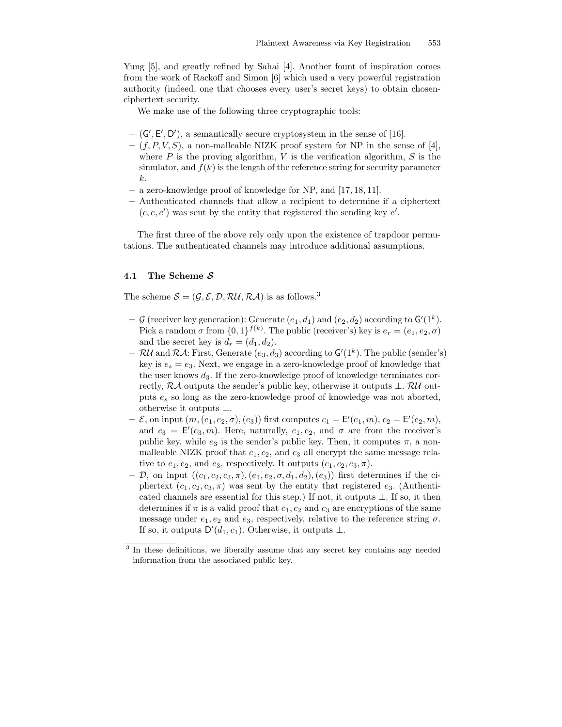Yung [5], and greatly refined by Sahai [4]. Another fount of inspiration comes from the work of Rackoff and Simon [6] which used a very powerful registration authority (indeed, one that chooses every user's secret keys) to obtain chosen-ciphertext security.

We make use of the following three cryptographic tools:

- $(\mathsf{G}', \mathsf{E}', \mathsf{D}')$, a semantically secure cryptosystem in the sense of [16].
- $(f, P, V, S)$, a non-malleable NIZK proof system for NP in the sense of [4], where $P$ is the proving algorithm, $V$ is the verification algorithm, $S$ is the simulator, and $f(k)$ is the length of the reference string for security parameter $k$.
- a zero-knowledge proof of knowledge for NP, and [17, 18, 11].
- Authenticated channels that allow a recipient to determine if a ciphertext $(c, e, e')$ was sent by the entity that registered the sending key $e'$.

The first three of the above rely only upon the existence of trapdoor permutations. The authenticated channels may introduce additional assumptions.

### 4.1 The Scheme $\mathcal{S}$

The scheme $\mathcal{S} = (\mathcal{G}, \mathcal{E}, \mathcal{D}, \mathcal{RU}, \mathcal{RA})$ is as follows.[3]

- $\mathcal{G}$ (receiver key generation): Generate $(e_1, d_1)$ and $(e_2, d_2)$ according to $\mathsf{G}'(1^k)$. Pick a random $\sigma$ from $\{0,1\}^{f(k)}$. The public (receiver's) key is $e_r = (e_1, e_2, \sigma)$ and the secret key is $d_r = (d_1, d_2)$.
- $\mathcal{RU}$ and $\mathcal{RA}$: First, Generate $(e_3, d_3)$ according to $\mathsf{G}'(1^k)$. The public (sender's) key is $e_s = e_3$. Next, we engage in a zero-knowledge proof of knowledge that the user knows $d_3$. If the zero-knowledge proof of knowledge terminates correctly, $\mathcal{RA}$ outputs the sender's public key, otherwise it outputs $\perp$. $\mathcal{RU}$ outputs $e_s$ so long as the zero-knowledge proof of knowledge was not aborted, otherwise it outputs $\perp$.
- $\mathcal{E}$, on input $(m, (e_1, e_2, \sigma), (e_3))$ first computes $c_1 = \mathsf{E}'(e_1, m)$, $c_2 = \mathsf{E}'(e_2, m)$, and $c_3 = \mathsf{E}'(e_3, m)$. Here, naturally, $e_1, e_2$, and $\sigma$ are from the receiver's public key, while $e_3$ is the sender's public key. Then, it computes $\pi$, a non-malleable NIZK proof that $c_1, c_2$, and $c_3$ all encrypt the same message relative to $e_1, e_2$, and $e_3$, respectively. It outputs $(c_1, c_2, c_3, \pi)$.
- $\mathcal{D}$, on input $((c_1, c_2, c_3, \pi), (e_1, e_2, \sigma, d_1, d_2), (e_3))$ first determines if the ciphertext $(c_1, c_2, c_3, \pi)$ was sent by the entity that registered $e_3$. (Authenticated channels are essential for this step.) If not, it outputs $\perp$. If so, it then determines if $\pi$ is a valid proof that $c_1, c_2$ and $c_3$ are encryptions of the same message under $e_1, e_2$ and $e_3$, respectively, relative to the reference string $\sigma$. If so, it outputs $\mathsf{D}'(d_1, c_1)$. Otherwise, it outputs $\perp$.

[3] In these definitions, we liberally assume that any secret key contains any needed information from the associated public key.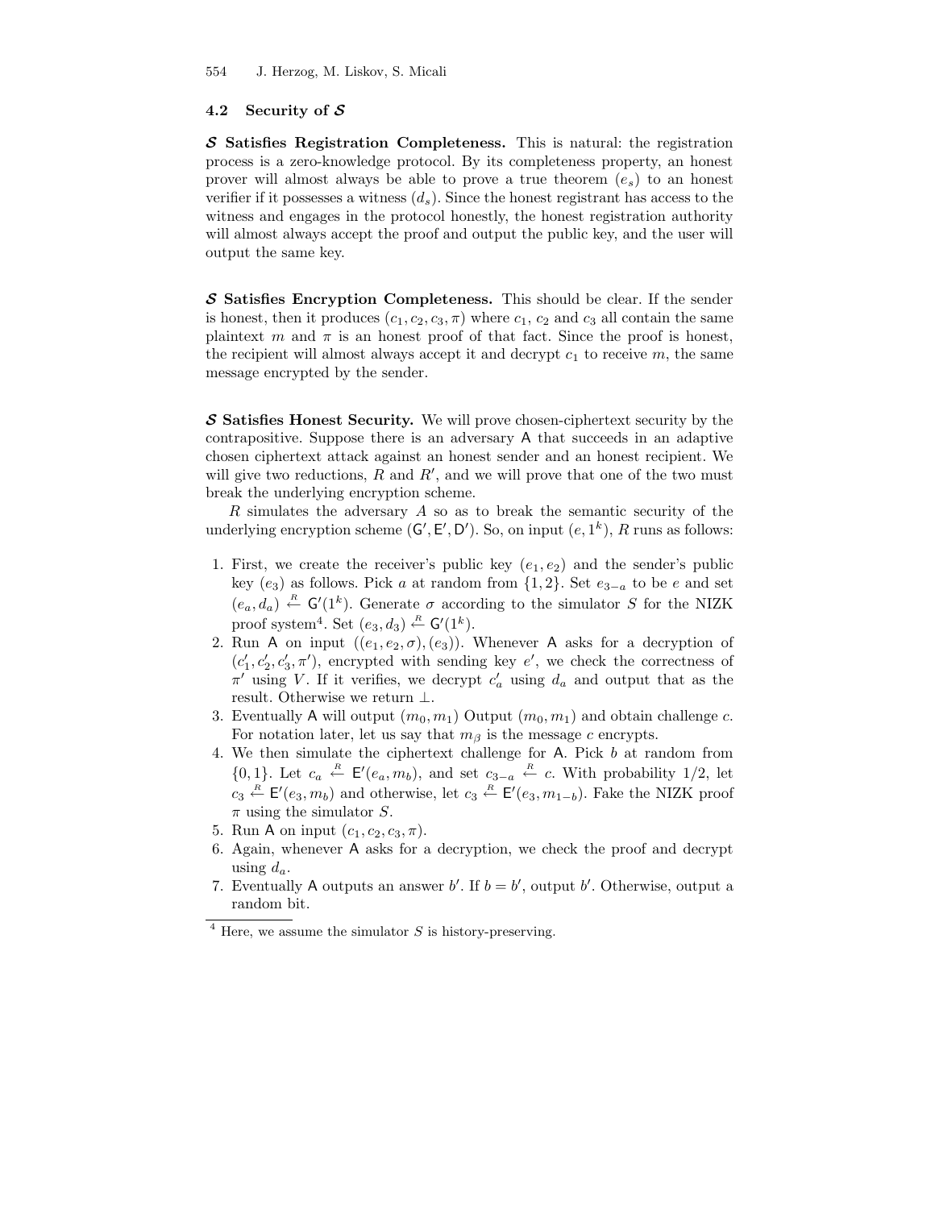### 4.2 Security of $\mathcal{S}$

**$\mathcal{S}$ Satisfies Registration Completeness.** This is natural: the registration process is a zero-knowledge protocol. By its completeness property, an honest prover will almost always be able to prove a true theorem ($e_s$) to an honest verifier if it possesses a witness ($d_s$). Since the honest registrant has access to the witness and engages in the protocol honestly, the honest registration authority will almost always accept the proof and output the public key, and the user will output the same key.

**$\mathcal{S}$ Satisfies Encryption Completeness.** This should be clear. If the sender is honest, then it produces $(c_1, c_2, c_3, \pi)$ where $c_1$, $c_2$ and $c_3$ all contain the same plaintext $m$ and $\pi$ is an honest proof of that fact. Since the proof is honest, the recipient will almost always accept it and decrypt $c_1$ to receive $m$, the same message encrypted by the sender.

**$\mathcal{S}$ Satisfies Honest Security.** We will prove chosen-ciphertext security by the contrapositive. Suppose there is an adversary $\mathsf{A}$ that succeeds in an adaptive chosen ciphertext attack against an honest sender and an honest recipient. We will give two reductions, $R$ and $R'$, and we will prove that one of the two must break the underlying encryption scheme.

$R$ simulates the adversary $A$ so as to break the semantic security of the underlying encryption scheme $(\mathsf{G}', \mathsf{E}', \mathsf{D}')$. So, on input $(e, 1^k)$, $R$ runs as follows:

1. First, we create the receiver's public key $(e_1, e_2)$ and the sender's public key $(e_3)$ as follows. Pick $a$ at random from $\{1, 2\}$. Set $e_{3-a}$ to be $e$ and set $(e_a, d_a) \stackrel{R}{\leftarrow} \mathsf{G}'(1^k)$. Generate $\sigma$ according to the simulator $S$ for the NIZK proof system[4]. Set $(e_3, d_3) \stackrel{R}{\leftarrow} \mathsf{G}'(1^k)$.
2. Run $\mathsf{A}$ on input $((e_1, e_2, \sigma), (e_3))$. Whenever $\mathsf{A}$ asks for a decryption of $(c_1', c_2', c_3', \pi')$, encrypted with sending key $e'$, we check the correctness of $\pi'$ using $V$. If it verifies, we decrypt $c_a'$ using $d_a$ and output that as the result. Otherwise we return $\perp$.
3. Eventually $\mathsf{A}$ will output $(m_0, m_1)$ Output $(m_0, m_1)$ and obtain challenge $c$. For notation later, let us say that $m_\beta$ is the message $c$ encrypts.
4. We then simulate the ciphertext challenge for $\mathsf{A}$. Pick $b$ at random from $\{0, 1\}$. Let $c_a \stackrel{R}{\leftarrow} \mathsf{E}'(e_a, m_b)$, and set $c_{3-a} \stackrel{R}{\leftarrow} c$. With probability 1/2, let $c_3 \stackrel{R}{\leftarrow} \mathsf{E}'(e_3, m_b)$ and otherwise, let $c_3 \stackrel{R}{\leftarrow} \mathsf{E}'(e_3, m_{1-b})$. Fake the NIZK proof $\pi$ using the simulator $S$.
5. Run $\mathsf{A}$ on input $(c_1, c_2, c_3, \pi)$.
6. Again, whenever $\mathsf{A}$ asks for a decryption, we check the proof and decrypt using $d_a$.
7. Eventually $\mathsf{A}$ outputs an answer $b'$. If $b = b'$, output $b'$. Otherwise, output a random bit.

[4] Here, we assume the simulator $S$ is history-preserving.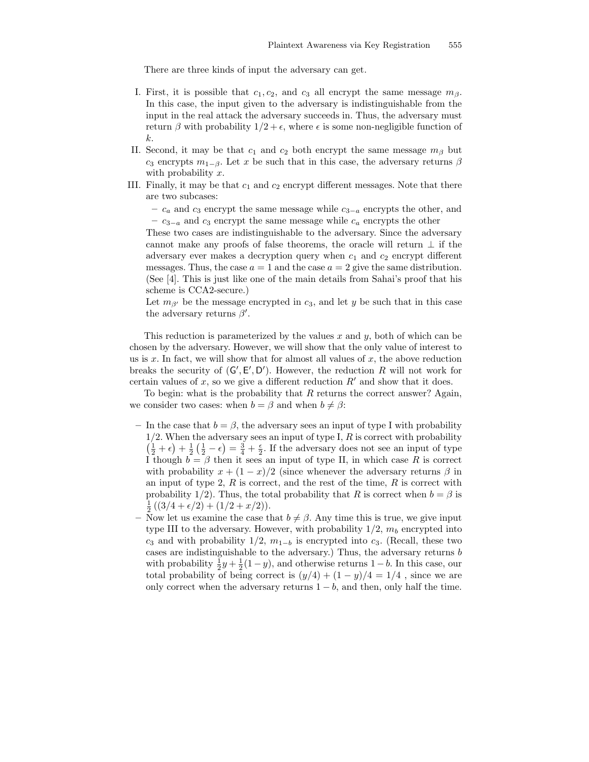There are three kinds of input the adversary can get.

I. First, it is possible that $c_1, c_2$, and $c_3$ all encrypt the same message $m_\beta$. In this case, the input given to the adversary is indistinguishable from the input in the real attack the adversary succeeds in. Thus, the adversary must return $\beta$ with probability $1/2 + \epsilon$, where $\epsilon$ is some non-negligible function of $k$.

II. Second, it may be that $c_1$ and $c_2$ both encrypt the same message $m_\beta$ but $c_3$ encrypts $m_{1-\beta}$. Let $x$ be such that in this case, the adversary returns $\beta$ with probability $x$.

III. Finally, it may be that $c_1$ and $c_2$ encrypt different messages. Note that there are two subcases:
   - $c_a$ and $c_3$ encrypt the same message while $c_{3-a}$ encrypts the other, and
   - $c_{3-a}$ and $c_3$ encrypt the same message while $c_a$ encrypts the other

   These two cases are indistinguishable to the adversary. Since the adversary cannot make any proofs of false theorems, the oracle will return $\perp$ if the adversary ever makes a decryption query when $c_1$ and $c_2$ encrypt different messages. Thus, the case $a = 1$ and the case $a = 2$ give the same distribution. (See [4]. This is just like one of the main details from Sahai's proof that his scheme is CCA2-secure.)

   Let $m_{\beta'}$ be the message encrypted in $c_3$, and let $y$ be such that in this case the adversary returns $\beta'$.

This reduction is parameterized by the values $x$ and $y$, both of which can be chosen by the adversary. However, we will show that the only value of interest to us is $x$. In fact, we will show that for almost all values of $x$, the above reduction breaks the security of $(\mathsf{G}', \mathsf{E}', \mathsf{D}')$. However, the reduction $R$ will not work for certain values of $x$, so we give a different reduction $R'$ and show that it does.

To begin: what is the probability that $R$ returns the correct answer? Again, we consider two cases: when $b = \beta$ and when $b \neq \beta$:

- In the case that $b = \beta$, the adversary sees an input of type I with probability $1/2$. When the adversary sees an input of type I, $R$ is correct with probability $\left(\frac{1}{2} + \epsilon\right) + \frac{1}{2}\left(\frac{1}{2} - \epsilon\right) = \frac{3}{4} + \frac{\epsilon}{2}$. If the adversary does not see an input of type I though $b = \beta$ then it sees an input of type II, in which case $R$ is correct with probability $x + (1-x)/2$ (since whenever the adversary returns $\beta$ in an input of type 2, $R$ is correct, and the rest of the time, $R$ is correct with probability $1/2$). Thus, the total probability that $R$ is correct when $b = \beta$ is $\frac{1}{2}\left((3/4 + \epsilon/2) + (1/2 + x/2)\right)$.
- Now let us examine the case that $b \neq \beta$. Any time this is true, we give input type III to the adversary. However, with probability $1/2$, $m_b$ encrypted into $c_3$ and with probability $1/2$, $m_{1-b}$ is encrypted into $c_3$. (Recall, these two cases are indistinguishable to the adversary.) Thus, the adversary returns $b$ with probability $\frac{1}{2}y + \frac{1}{2}(1-y)$, and otherwise returns $1 - b$. In this case, our total probability of being correct is $(y/4) + (1-y)/4 = 1/4$ , since we are only correct when the adversary returns $1 - b$, and then, only half the time.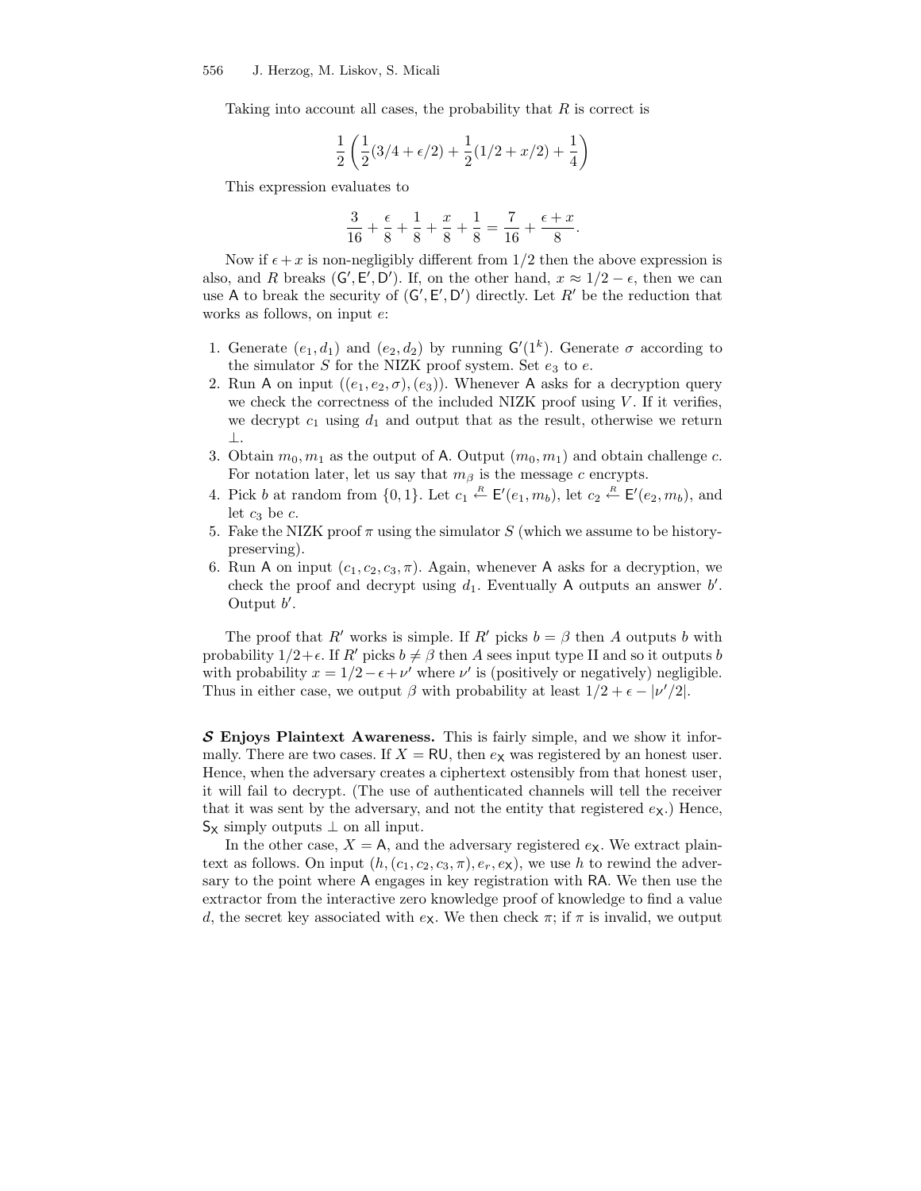Taking into account all cases, the probability that $R$ is correct is

$$\frac{1}{2}\left(\frac{1}{2}(3/4+\epsilon/2)+\frac{1}{2}(1/2+x/2)+\frac{1}{4}\right)$$

This expression evaluates to

$$\frac{3}{16}+\frac{\epsilon}{8}+\frac{1}{8}+\frac{x}{8}+\frac{1}{8}=\frac{7}{16}+\frac{\epsilon+x}{8}.$$

Now if $\epsilon + x$ is non-negligibly different from $1/2$ then the above expression is also, and $R$ breaks $(\mathsf{G}', \mathsf{E}', \mathsf{D}')$. If, on the other hand, $x \approx 1/2 - \epsilon$, then we can use $\mathsf{A}$ to break the security of $(\mathsf{G}', \mathsf{E}', \mathsf{D}')$ directly. Let $R'$ be the reduction that works as follows, on input $e$:

1. Generate $(e_1, d_1)$ and $(e_2, d_2)$ by running $\mathsf{G}'(1^k)$. Generate $\sigma$ according to the simulator $S$ for the NIZK proof system. Set $e_3$ to $e$.
2. Run $\mathsf{A}$ on input $((e_1, e_2, \sigma), (e_3))$. Whenever $\mathsf{A}$ asks for a decryption query we check the correctness of the included NIZK proof using $V$. If it verifies, we decrypt $c_1$ using $d_1$ and output that as the result, otherwise we return $\perp$.
3. Obtain $m_0, m_1$ as the output of $\mathsf{A}$. Output $(m_0, m_1)$ and obtain challenge $c$. For notation later, let us say that $m_\beta$ is the message $c$ encrypts.
4. Pick $b$ at random from $\{0, 1\}$. Let $c_1 \xleftarrow{R} \mathsf{E}'(e_1, m_b)$, let $c_2 \xleftarrow{R} \mathsf{E}'(e_2, m_b)$, and let $c_3$ be $c$.
5. Fake the NIZK proof $\pi$ using the simulator $S$ (which we assume to be history-preserving).
6. Run $\mathsf{A}$ on input $(c_1, c_2, c_3, \pi)$. Again, whenever $\mathsf{A}$ asks for a decryption, we check the proof and decrypt using $d_1$. Eventually $\mathsf{A}$ outputs an answer $b'$. Output $b'$.

The proof that $R'$ works is simple. If $R'$ picks $b = \beta$ then $A$ outputs $b$ with probability $1/2+\epsilon$. If $R'$ picks $b \neq \beta$ then $A$ sees input type II and so it outputs $b$ with probability $x = 1/2-\epsilon+\nu'$ where $\nu'$ is (positively or negatively) negligible. Thus in either case, we output $\beta$ with probability at least $1/2 + \epsilon - |\nu'/2|$.

**$\mathcal{S}$ Enjoys Plaintext Awareness.** This is fairly simple, and we show it informally. There are two cases. If $X = \mathsf{RU}$, then $e_\mathsf{X}$ was registered by an honest user. Hence, when the adversary creates a ciphertext ostensibly from that honest user, it will fail to decrypt. (The use of authenticated channels will tell the receiver that it was sent by the adversary, and not the entity that registered $e_\mathsf{X}$.) Hence, $\mathsf{S}_\mathsf{X}$ simply outputs $\perp$ on all input.

In the other case, $X = \mathsf{A}$, and the adversary registered $e_\mathsf{X}$. We extract plaintext as follows. On input $(h, (c_1, c_2, c_3, \pi), e_r, e_\mathsf{X})$, we use $h$ to rewind the adversary to the point where $\mathsf{A}$ engages in key registration with $\mathsf{RA}$. We then use the extractor from the interactive zero knowledge proof of knowledge to find a value $d$, the secret key associated with $e_\mathsf{X}$. We then check $\pi$; if $\pi$ is invalid, we output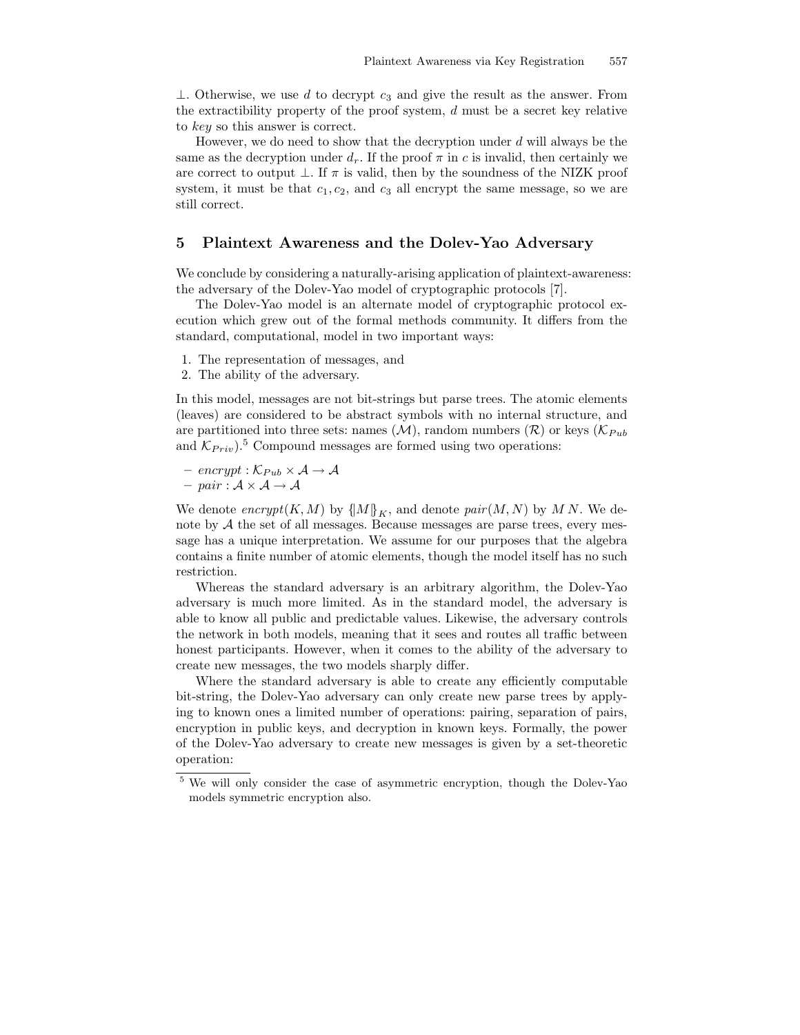$\perp$. Otherwise, we use $d$ to decrypt $c_3$ and give the result as the answer. From the extractibility property of the proof system, $d$ must be a secret key relative to *key* so this answer is correct.

However, we do need to show that the decryption under $d$ will always be the same as the decryption under $d_r$. If the proof $\pi$ in $c$ is invalid, then certainly we are correct to output $\perp$. If $\pi$ is valid, then by the soundness of the NIZK proof system, it must be that $c_1, c_2$, and $c_3$ all encrypt the same message, so we are still correct.

## 5 Plaintext Awareness and the Dolev-Yao Adversary

We conclude by considering a naturally-arising application of plaintext-awareness: the adversary of the Dolev-Yao model of cryptographic protocols [7].

The Dolev-Yao model is an alternate model of cryptographic protocol execution which grew out of the formal methods community. It differs from the standard, computational, model in two important ways:

1. The representation of messages, and
2. The ability of the adversary.

In this model, messages are not bit-strings but parse trees. The atomic elements (leaves) are considered to be abstract symbols with no internal structure, and are partitioned into three sets: names ($\mathcal{M}$), random numbers ($\mathcal{R}$) or keys ($\mathcal{K}_{Pub}$ and $\mathcal{K}_{Priv}$).[5] Compound messages are formed using two operations:

- $encrypt : \mathcal{K}_{Pub} \times \mathcal{A} \rightarrow \mathcal{A}$
- $pair : \mathcal{A} \times \mathcal{A} \rightarrow \mathcal{A}$

We denote $encrypt(K, M)$ by $\{\!|M|\!\}_K$, and denote $pair(M, N)$ by $M\,N$. We denote by $\mathcal{A}$ the set of all messages. Because messages are parse trees, every message has a unique interpretation. We assume for our purposes that the algebra contains a finite number of atomic elements, though the model itself has no such restriction.

Whereas the standard adversary is an arbitrary algorithm, the Dolev-Yao adversary is much more limited. As in the standard model, the adversary is able to know all public and predictable values. Likewise, the adversary controls the network in both models, meaning that it sees and routes all traffic between honest participants. However, when it comes to the ability of the adversary to create new messages, the two models sharply differ.

Where the standard adversary is able to create any efficiently computable bit-string, the Dolev-Yao adversary can only create new parse trees by applying to known ones a limited number of operations: pairing, separation of pairs, encryption in public keys, and decryption in known keys. Formally, the power of the Dolev-Yao adversary to create new messages is given by a set-theoretic operation:

[5] We will only consider the case of asymmetric encryption, though the Dolev-Yao models symmetric encryption also.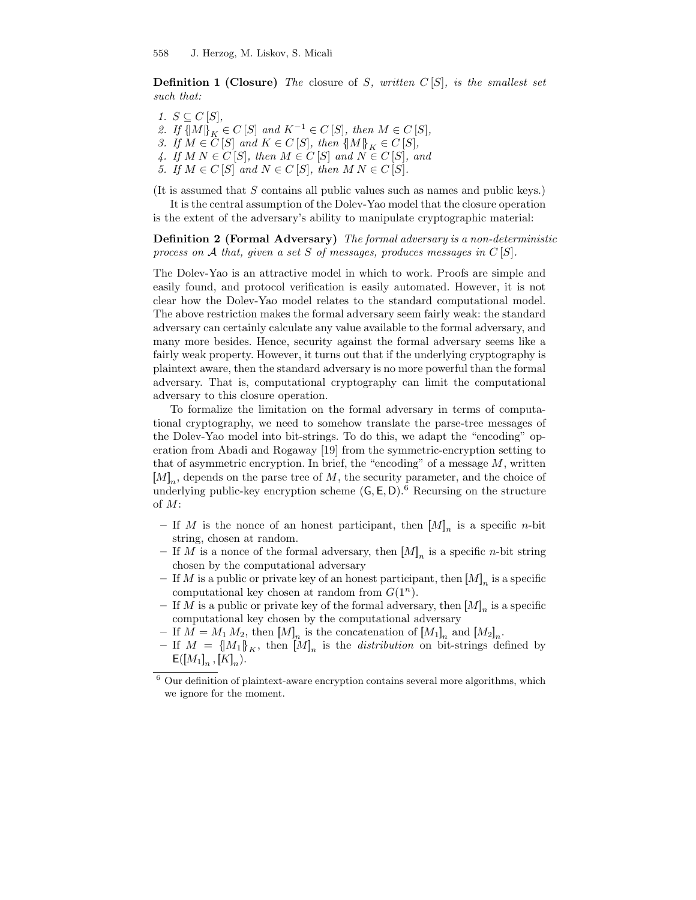**Definition 1 (Closure)** *The* closure of $S$*, written* $C[S]$*, is the smallest set such that:*

1. $S \subseteq C[S]$,
2. *If* $\{\!|M|\!\}_K \in C[S]$ *and* $K^{-1} \in C[S]$*, then* $M \in C[S]$,
3. *If* $M \in C[S]$ *and* $K \in C[S]$*, then* $\{\!|M|\!\}_K \in C[S]$,
4. *If* $M\,N \in C[S]$*, then* $M \in C[S]$ *and* $N \in C[S]$*, and*
5. *If* $M \in C[S]$ *and* $N \in C[S]$*, then* $M\,N \in C[S]$.

(It is assumed that $S$ contains all public values such as names and public keys.)

It is the central assumption of the Dolev-Yao model that the closure operation is the extent of the adversary's ability to manipulate cryptographic material:

**Definition 2 (Formal Adversary)** *The formal adversary is a non-deterministic process on* $\mathcal{A}$ *that, given a set* $S$ *of messages, produces messages in* $C[S]$.

The Dolev-Yao is an attractive model in which to work. Proofs are simple and easily found, and protocol verification is easily automated. However, it is not clear how the Dolev-Yao model relates to the standard computational model. The above restriction makes the formal adversary seem fairly weak: the standard adversary can certainly calculate any value available to the formal adversary, and many more besides. Hence, security against the formal adversary seems like a fairly weak property. However, it turns out that if the underlying cryptography is plaintext aware, then the standard adversary is no more powerful than the formal adversary. That is, computational cryptography can limit the computational adversary to this closure operation.

To formalize the limitation on the formal adversary in terms of computational cryptography, we need to somehow translate the parse-tree messages of the Dolev-Yao model into bit-strings. To do this, we adapt the "encoding" operation from Abadi and Rogaway [19] from the symmetric-encryption setting to that of asymmetric encryption. In brief, the "encoding" of a message $M$, written $[\![M]\!]_n$, depends on the parse tree of $M$, the security parameter, and the choice of underlying public-key encryption scheme $(\mathsf{G}, \mathsf{E}, \mathsf{D})$.[6] Recursing on the structure of $M$:

- If $M$ is the nonce of an honest participant, then $[\![M]\!]_n$ is a specific $n$-bit string, chosen at random.
- If $M$ is a nonce of the formal adversary, then $[\![M]\!]_n$ is a specific $n$-bit string chosen by the computational adversary
- If $M$ is a public or private key of an honest participant, then $[\![M]\!]_n$ is a specific computational key chosen at random from $G(1^n)$.
- If $M$ is a public or private key of the formal adversary, then $[\![M]\!]_n$ is a specific computational key chosen by the computational adversary
- If $M = M_1\,M_2$, then $[\![M]\!]_n$ is the concatenation of $[\![M_1]\!]_n$ and $[\![M_2]\!]_n$.
- If $M = \{\!|M_1|\!\}_K$, then $[\![M]\!]_n$ is the *distribution* on bit-strings defined by $\mathsf{E}([\![M_1]\!]_n, [\![K]\!]_n)$.

[6] Our definition of plaintext-aware encryption contains several more algorithms, which we ignore for the moment.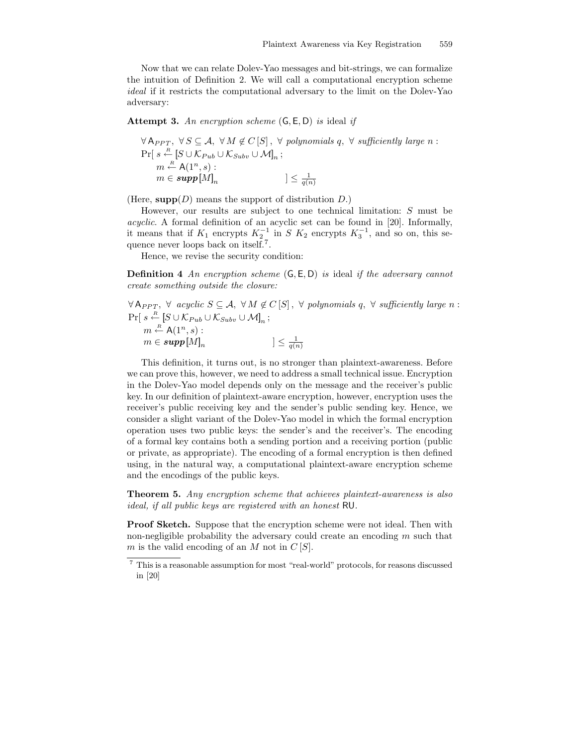Now that we can relate Dolev-Yao messages and bit-strings, we can formalize the intuition of Definition 2. We will call a computational encryption scheme *ideal* if it restricts the computational adversary to the limit on the Dolev-Yao adversary:

**Attempt 3.** *An encryption scheme* $(\mathsf{G}, \mathsf{E}, \mathsf{D})$ *is* ideal *if*

$$
\begin{aligned}
&\forall\, \mathsf{A}_{PPT},\ \forall\, S \subseteq \mathcal{A},\ \forall\, M \notin C[S],\ \forall \textit{ polynomials } q,\ \forall \textit{ sufficiently large } n: \\
&\Pr[\ s \xleftarrow{R} [\![S \cup \mathcal{K}_{Pub} \cup \mathcal{K}_{Subv} \cup \mathcal{M}]\!]_n\,; \\
&\quad m \xleftarrow{R} \mathsf{A}(1^n, s): \\
&\quad m \in \textbf{\textit{supp}}[\![M]\!]_n \qquad\qquad\qquad ] \leq \frac{1}{q(n)}
\end{aligned}
$$

(Here, $\mathbf{supp}(D)$ means the support of distribution $D$.)

However, our results are subject to one technical limitation: $S$ must be *acyclic*. A formal definition of an acyclic set can be found in [20]. Informally, it means that if $K_1$ encrypts $K_2^{-1}$ in $S$ $K_2$ encrypts $K_3^{-1}$, and so on, this sequence never loops back on itself.[7].

Hence, we revise the security condition:

**Definition 4** *An encryption scheme* $(\mathsf{G}, \mathsf{E}, \mathsf{D})$ *is* ideal *if the adversary cannot create something outside the closure:*

$$
\begin{aligned}
&\forall\, \mathsf{A}_{PPT},\ \forall \textit{ acyclic } S \subseteq \mathcal{A},\ \forall\, M \notin C[S],\ \forall \textit{ polynomials } q,\ \forall \textit{ sufficiently large } n: \\
&\Pr[\ s \xleftarrow{R} [\![S \cup \mathcal{K}_{Pub} \cup \mathcal{K}_{Subv} \cup \mathcal{M}]\!]_n\,; \\
&\quad m \xleftarrow{R} \mathsf{A}(1^n, s): \\
&\quad m \in \textbf{\textit{supp}}[\![M]\!]_n \qquad\qquad\qquad ] \leq \frac{1}{q(n)}
\end{aligned}
$$

This definition, it turns out, is no stronger than plaintext-awareness. Before we can prove this, however, we need to address a small technical issue. Encryption in the Dolev-Yao model depends only on the message and the receiver's public key. In our definition of plaintext-aware encryption, however, encryption uses the receiver's public receiving key and the sender's public sending key. Hence, we consider a slight variant of the Dolev-Yao model in which the formal encryption operation uses two public keys: the sender's and the receiver's. The encoding of a formal key contains both a sending portion and a receiving portion (public or private, as appropriate). The encoding of a formal encryption is then defined using, in the natural way, a computational plaintext-aware encryption scheme and the encodings of the public keys.

**Theorem 5.** *Any encryption scheme that achieves plaintext-awareness is also ideal, if all public keys are registered with an honest* $\mathsf{RU}$.

**Proof Sketch.** Suppose that the encryption scheme were not ideal. Then with non-negligible probability the adversary could create an encoding $m$ such that $m$ is the valid encoding of an $M$ not in $C[S]$.

[7] This is a reasonable assumption for most "real-world" protocols, for reasons discussed in [20]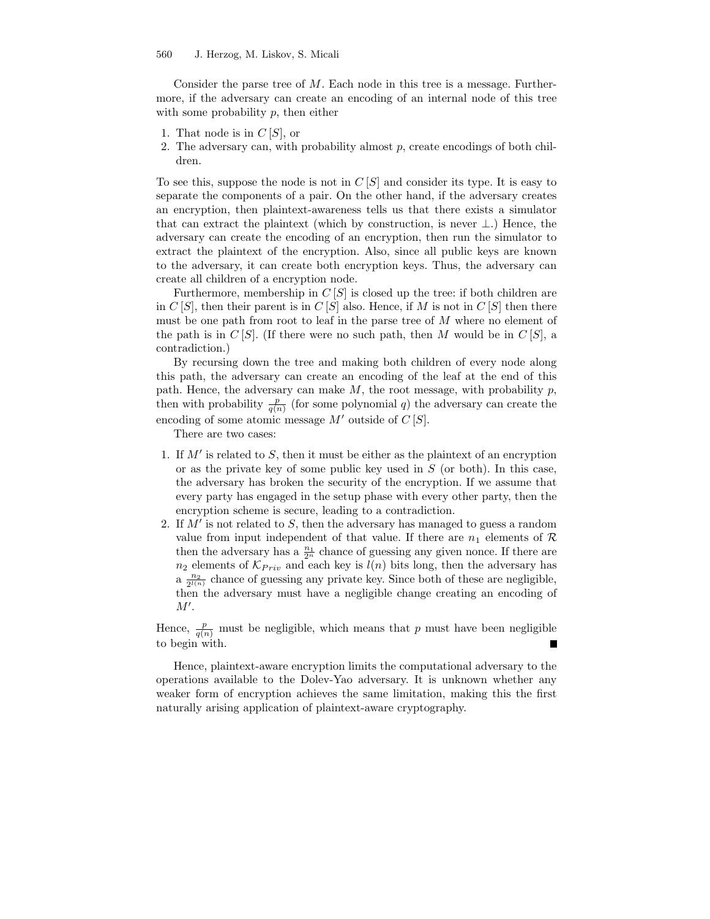Consider the parse tree of $M$. Each node in this tree is a message. Furthermore, if the adversary can create an encoding of an internal node of this tree with some probability $p$, then either

1. That node is in $C[S]$, or
2. The adversary can, with probability almost $p$, create encodings of both children.

To see this, suppose the node is not in $C[S]$ and consider its type. It is easy to separate the components of a pair. On the other hand, if the adversary creates an encryption, then plaintext-awareness tells us that there exists a simulator that can extract the plaintext (which by construction, is never $\perp$.) Hence, the adversary can create the encoding of an encryption, then run the simulator to extract the plaintext of the encryption. Also, since all public keys are known to the adversary, it can create both encryption keys. Thus, the adversary can create all children of a encryption node.

Furthermore, membership in $C[S]$ is closed up the tree: if both children are in $C[S]$, then their parent is in $C[S]$ also. Hence, if $M$ is not in $C[S]$ then there must be one path from root to leaf in the parse tree of $M$ where no element of the path is in $C[S]$. (If there were no such path, then $M$ would be in $C[S]$, a contradiction.)

By recursing down the tree and making both children of every node along this path, the adversary can create an encoding of the leaf at the end of this path. Hence, the adversary can make $M$, the root message, with probability $p$, then with probability $\frac{p}{q(n)}$ (for some polynomial $q$) the adversary can create the encoding of some atomic message $M'$ outside of $C[S]$.

There are two cases:

1. If $M'$ is related to $S$, then it must be either as the plaintext of an encryption or as the private key of some public key used in $S$ (or both). In this case, the adversary has broken the security of the encryption. If we assume that every party has engaged in the setup phase with every other party, then the encryption scheme is secure, leading to a contradiction.
2. If $M'$ is not related to $S$, then the adversary has managed to guess a random value from input independent of that value. If there are $n_1$ elements of $\mathcal{R}$ then the adversary has a $\frac{n_1}{2^n}$ chance of guessing any given nonce. If there are $n_2$ elements of $\mathcal{K}_{Priv}$ and each key is $l(n)$ bits long, then the adversary has a $\frac{n_2}{2^{l(n)}}$ chance of guessing any private key. Since both of these are negligible, then the adversary must have a negligible change creating an encoding of $M'$.

Hence, $\frac{p}{q(n)}$ must be negligible, which means that $p$ must have been negligible to begin with. ■

Hence, plaintext-aware encryption limits the computational adversary to the operations available to the Dolev-Yao adversary. It is unknown whether any weaker form of encryption achieves the same limitation, making this the first naturally arising application of plaintext-aware cryptography.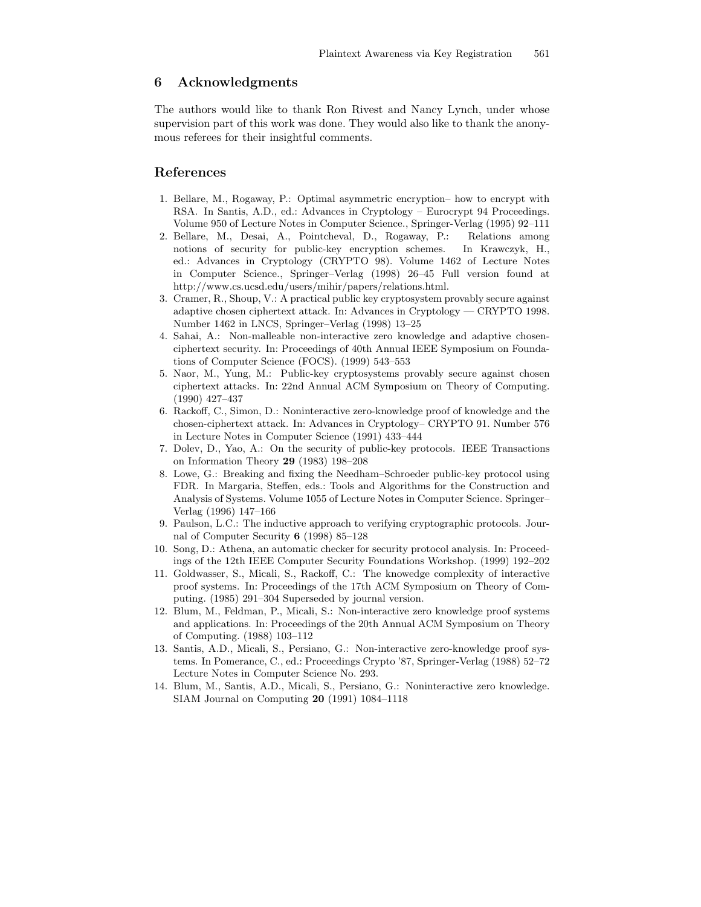## 6 Acknowledgments

The authors would like to thank Ron Rivest and Nancy Lynch, under whose supervision part of this work was done. They would also like to thank the anonymous referees for their insightful comments.

## References

1. Bellare, M., Rogaway, P.: Optimal asymmetric encryption– how to encrypt with RSA. In Santis, A.D., ed.: Advances in Cryptology – Eurocrypt 94 Proceedings. Volume 950 of Lecture Notes in Computer Science., Springer-Verlag (1995) 92–111
2. Bellare, M., Desai, A., Pointcheval, D., Rogaway, P.: Relations among notions of security for public-key encryption schemes. In Krawczyk, H., ed.: Advances in Cryptology (CRYPTO 98). Volume 1462 of Lecture Notes in Computer Science., Springer–Verlag (1998) 26–45 Full version found at http://www.cs.ucsd.edu/users/mihir/papers/relations.html.
3. Cramer, R., Shoup, V.: A practical public key cryptosystem provably secure against adaptive chosen ciphertext attack. In: Advances in Cryptology — CRYPTO 1998. Number 1462 in LNCS, Springer–Verlag (1998) 13–25
4. Sahai, A.: Non-malleable non-interactive zero knowledge and adaptive chosen-ciphertext security. In: Proceedings of 40th Annual IEEE Symposium on Foundations of Computer Science (FOCS). (1999) 543–553
5. Naor, M., Yung, M.: Public-key cryptosystems provably secure against chosen ciphertext attacks. In: 22nd Annual ACM Symposium on Theory of Computing. (1990) 427–437
6. Rackoff, C., Simon, D.: Noninteractive zero-knowledge proof of knowledge and the chosen-ciphertext attack. In: Advances in Cryptology– CRYPTO 91. Number 576 in Lecture Notes in Computer Science (1991) 433–444
7. Dolev, D., Yao, A.: On the security of public-key protocols. IEEE Transactions on Information Theory **29** (1983) 198–208
8. Lowe, G.: Breaking and fixing the Needham–Schroeder public-key protocol using FDR. In Margaria, Steffen, eds.: Tools and Algorithms for the Construction and Analysis of Systems. Volume 1055 of Lecture Notes in Computer Science. Springer–Verlag (1996) 147–166
9. Paulson, L.C.: The inductive approach to verifying cryptographic protocols. Journal of Computer Security **6** (1998) 85–128
10. Song, D.: Athena, an automatic checker for security protocol analysis. In: Proceedings of the 12th IEEE Computer Security Foundations Workshop. (1999) 192–202
11. Goldwasser, S., Micali, S., Rackoff, C.: The knowedge complexity of interactive proof systems. In: Proceedings of the 17th ACM Symposium on Theory of Computing. (1985) 291–304 Superseded by journal version.
12. Blum, M., Feldman, P., Micali, S.: Non-interactive zero knowledge proof systems and applications. In: Proceedings of the 20th Annual ACM Symposium on Theory of Computing. (1988) 103–112
13. Santis, A.D., Micali, S., Persiano, G.: Non-interactive zero-knowledge proof systems. In Pomerance, C., ed.: Proceedings Crypto '87, Springer-Verlag (1988) 52–72 Lecture Notes in Computer Science No. 293.
14. Blum, M., Santis, A.D., Micali, S., Persiano, G.: Noninteractive zero knowledge. SIAM Journal on Computing **20** (1991) 1084–1118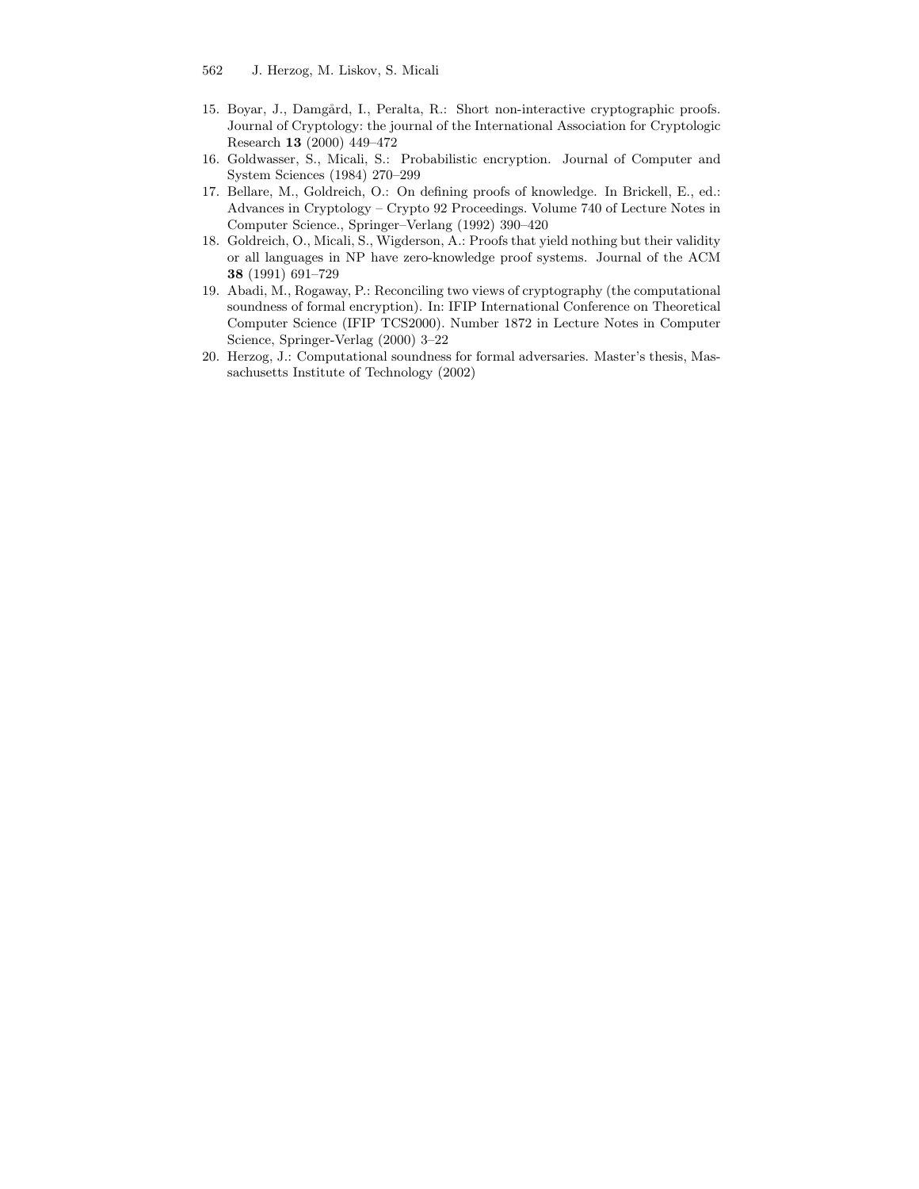15. Boyar, J., Damgård, I., Peralta, R.: Short non-interactive cryptographic proofs. Journal of Cryptology: the journal of the International Association for Cryptologic Research **13** (2000) 449–472
16. Goldwasser, S., Micali, S.: Probabilistic encryption. Journal of Computer and System Sciences (1984) 270–299
17. Bellare, M., Goldreich, O.: On defining proofs of knowledge. In Brickell, E., ed.: Advances in Cryptology – Crypto 92 Proceedings. Volume 740 of Lecture Notes in Computer Science., Springer–Verlang (1992) 390–420
18. Goldreich, O., Micali, S., Wigderson, A.: Proofs that yield nothing but their validity or all languages in NP have zero-knowledge proof systems. Journal of the ACM **38** (1991) 691–729
19. Abadi, M., Rogaway, P.: Reconciling two views of cryptography (the computational soundness of formal encryption). In: IFIP International Conference on Theoretical Computer Science (IFIP TCS2000). Number 1872 in Lecture Notes in Computer Science, Springer-Verlag (2000) 3–22
20. Herzog, J.: Computational soundness for formal adversaries. Master's thesis, Massachusetts Institute of Technology (2002)